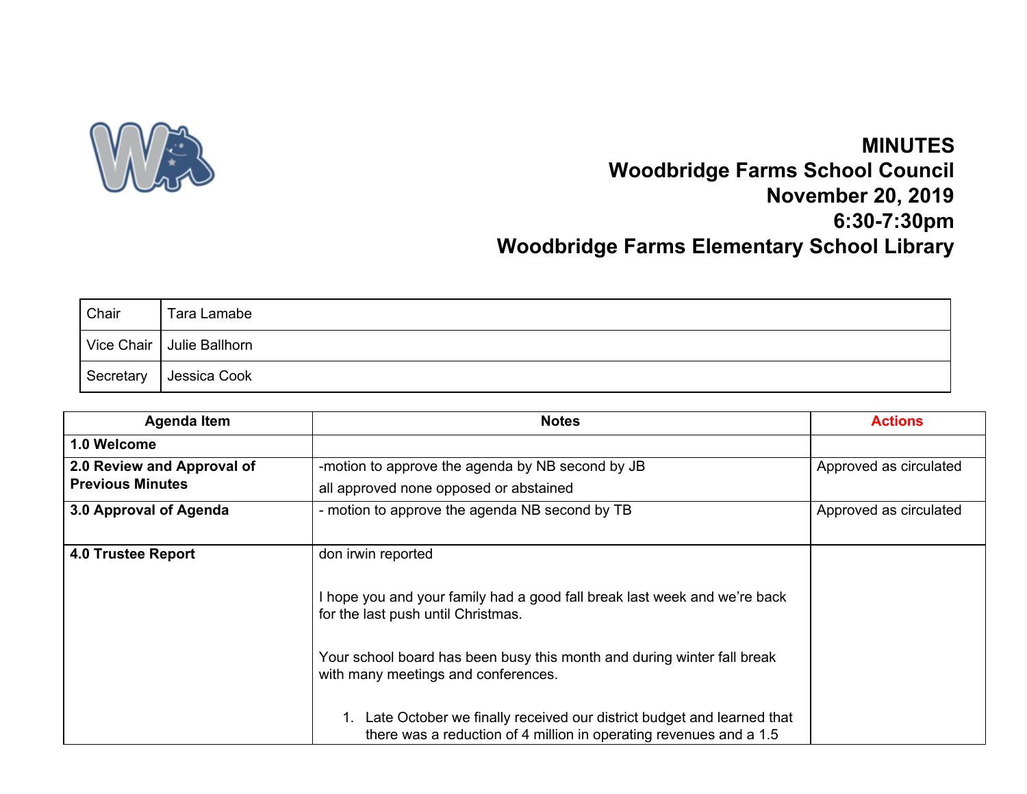# MINUTES
# Woodbridge Farms School Council
# November 20, 2019
# 6:30-7:30pm
# Woodbridge Farms Elementary School Library

| Chair | Tara Lamabe |
|---|---|
| Vice Chair | Julie Ballhorn |
| Secretary | Jessica Cook |

| Agenda Item | Notes | Actions |
|---|---|---|
| **1.0 Welcome** | | |
| **2.0 Review and Approval of Previous Minutes** | -motion to approve the agenda by NB second by JB<br>all approved none opposed or abstained | Approved as circulated |
| **3.0 Approval of Agenda** | - motion to approve the agenda NB second by TB | Approved as circulated |
| **4.0 Trustee Report** | don irwin reported<br><br>I hope you and your family had a good fall break last week and we're back for the last push until Christmas.<br><br>Your school board has been busy this month and during winter fall break with many meetings and conferences.<br><br>1. Late October we finally received our district budget and learned that there was a reduction of 4 million in operating revenues and a 1.5 | |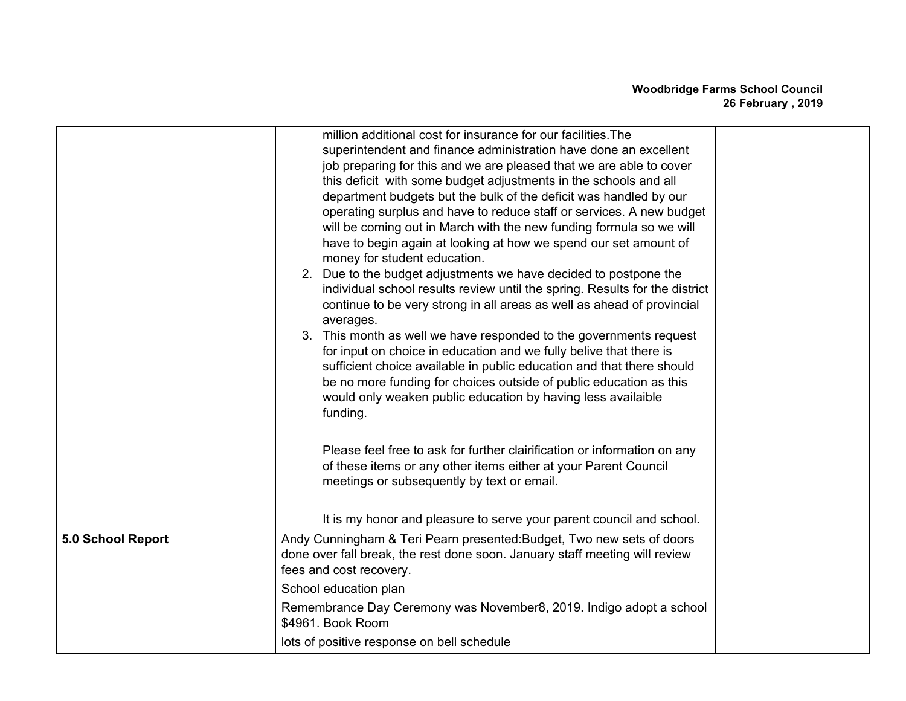| | | |
|---|---|---|
| | million additional cost for insurance for our facilities.The superintendent and finance administration have done an excellent job preparing for this and we are pleased that we are able to cover this deficit with some budget adjustments in the schools and all department budgets but the bulk of the deficit was handled by our operating surplus and have to reduce staff or services. A new budget will be coming out in March with the new funding formula so we will have to begin again at looking at how we spend our set amount of money for student education.<br>2. Due to the budget adjustments we have decided to postpone the individual school results review until the spring. Results for the district continue to be very strong in all areas as well as ahead of provincial averages.<br>3. This month as well we have responded to the governments request for input on choice in education and we fully belive that there is sufficient choice available in public education and that there should be no more funding for choices outside of public education as this would only weaken public education by having less availaible funding.<br><br>Please feel free to ask for further clairification or information on any of these items or any other items either at your Parent Council meetings or subsequently by text or email.<br><br>It is my honor and pleasure to serve your parent council and school. | |
| **5.0 School Report** | Andy Cunningham & Teri Pearn presented:Budget, Two new sets of doors done over fall break, the rest done soon. January staff meeting will review fees and cost recovery.<br>School education plan<br>Remembrance Day Ceremony was November8, 2019. Indigo adopt a school $4961. Book Room<br>lots of positive response on bell schedule | |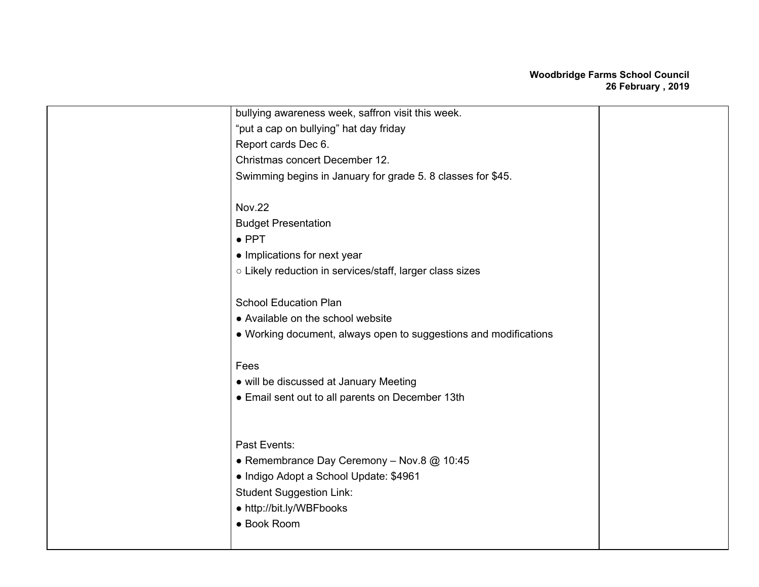| | | |
|---|---|---|
| | bullying awareness week, saffron visit this week.<br>"put a cap on bullying" hat day friday<br>Report cards Dec 6.<br>Christmas concert December 12.<br>Swimming begins in January for grade 5. 8 classes for $45.<br><br>Nov.22<br>Budget Presentation<br>● PPT<br>● Implications for next year<br>○ Likely reduction in services/staff, larger class sizes<br><br>School Education Plan<br>● Available on the school website<br>● Working document, always open to suggestions and modifications<br><br>Fees<br>● will be discussed at January Meeting<br>● Email sent out to all parents on December 13th<br><br>Past Events:<br>● Remembrance Day Ceremony – Nov.8 @ 10:45<br>● Indigo Adopt a School Update: $4961<br>Student Suggestion Link:<br>● http://bit.ly/WBFbooks<br>● Book Room | |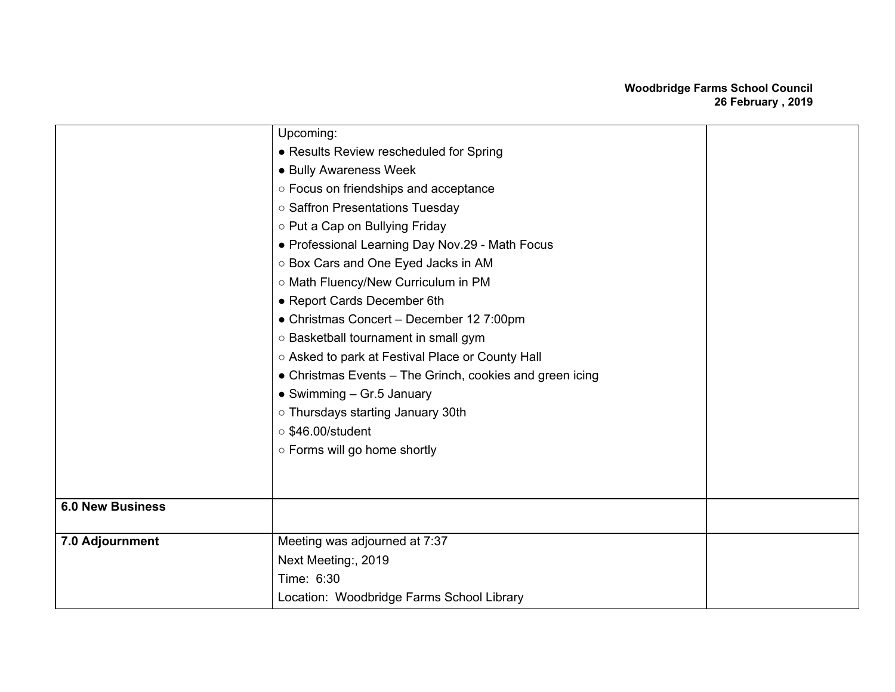| | | |
|---|---|---|
| | Upcoming:<br>● Results Review rescheduled for Spring<br>● Bully Awareness Week<br>○ Focus on friendships and acceptance<br>○ Saffron Presentations Tuesday<br>○ Put a Cap on Bullying Friday<br>● Professional Learning Day Nov.29 - Math Focus<br>○ Box Cars and One Eyed Jacks in AM<br>○ Math Fluency/New Curriculum in PM<br>● Report Cards December 6th<br>● Christmas Concert – December 12 7:00pm<br>○ Basketball tournament in small gym<br>○ Asked to park at Festival Place or County Hall<br>● Christmas Events – The Grinch, cookies and green icing<br>● Swimming – Gr.5 January<br>○ Thursdays starting January 30th<br>○ $46.00/student<br>○ Forms will go home shortly | |
| **6.0 New Business** | | |
| **7.0 Adjournment** | Meeting was adjourned at 7:37<br>Next Meeting:, 2019<br>Time: 6:30<br>Location: Woodbridge Farms School Library | |